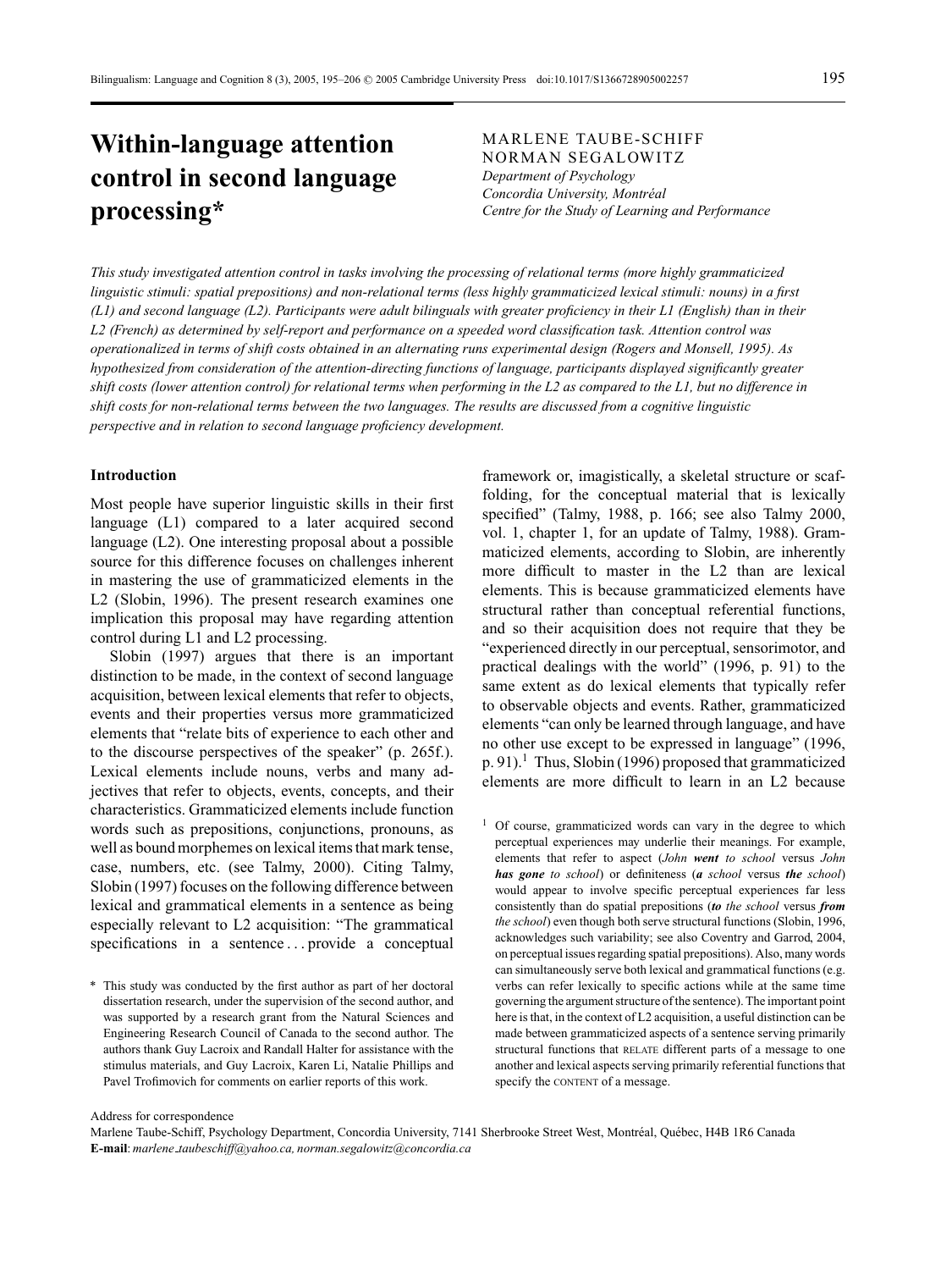# Within-language attention control in second language processing*

MARLENE TAUBE-SCHIFF
NORMAN SEGALOWITZ
*Department of Psychology*
*Concordia University, Montréal*
*Centre for the Study of Learning and Performance*

*This study investigated attention control in tasks involving the processing of relational terms (more highly grammaticized linguistic stimuli: spatial prepositions) and non-relational terms (less highly grammaticized lexical stimuli: nouns) in a first (L1) and second language (L2). Participants were adult bilinguals with greater proficiency in their L1 (English) than in their L2 (French) as determined by self-report and performance on a speeded word classification task. Attention control was operationalized in terms of shift costs obtained in an alternating runs experimental design (Rogers and Monsell, 1995). As hypothesized from consideration of the attention-directing functions of language, participants displayed significantly greater shift costs (lower attention control) for relational terms when performing in the L2 as compared to the L1, but no difference in shift costs for non-relational terms between the two languages. The results are discussed from a cognitive linguistic perspective and in relation to second language proficiency development.*

## Introduction

Most people have superior linguistic skills in their first language (L1) compared to a later acquired second language (L2). One interesting proposal about a possible source for this difference focuses on challenges inherent in mastering the use of grammaticized elements in the L2 (Slobin, 1996). The present research examines one implication this proposal may have regarding attention control during L1 and L2 processing.

Slobin (1997) argues that there is an important distinction to be made, in the context of second language acquisition, between lexical elements that refer to objects, events and their properties versus more grammaticized elements that "relate bits of experience to each other and to the discourse perspectives of the speaker" (p. 265f.). Lexical elements include nouns, verbs and many adjectives that refer to objects, events, concepts, and their characteristics. Grammaticized elements include function words such as prepositions, conjunctions, pronouns, as well as bound morphemes on lexical items that mark tense, case, numbers, etc. (see Talmy, 2000). Citing Talmy, Slobin (1997) focuses on the following difference between lexical and grammatical elements in a sentence as being especially relevant to L2 acquisition: "The grammatical specifications in a sentence . . . provide a conceptual framework or, imagistically, a skeletal structure or scaffolding, for the conceptual material that is lexically specified" (Talmy, 1988, p. 166; see also Talmy 2000, vol. 1, chapter 1, for an update of Talmy, 1988). Grammaticized elements, according to Slobin, are inherently more difficult to master in the L2 than are lexical elements. This is because grammaticized elements have structural rather than conceptual referential functions, and so their acquisition does not require that they be "experienced directly in our perceptual, sensorimotor, and practical dealings with the world" (1996, p. 91) to the same extent as do lexical elements that typically refer to observable objects and events. Rather, grammaticized elements "can only be learned through language, and have no other use except to be expressed in language" (1996, p. 91).[1] Thus, Slobin (1996) proposed that grammaticized elements are more difficult to learn in an L2 because

[1] Of course, grammaticized words can vary in the degree to which perceptual experiences may underlie their meanings. For example, elements that refer to aspect (*John **went** to school* versus *John **has gone** to school*) or definiteness (***a** school* versus ***the** school*) would appear to involve specific perceptual experiences far less consistently than do spatial prepositions (***to** the school* versus ***from** the school*) even though both serve structural functions (Slobin, 1996, acknowledges such variability; see also Coventry and Garrod, 2004, on perceptual issues regarding spatial prepositions). Also, many words can simultaneously serve both lexical and grammatical functions (e.g. verbs can refer lexically to specific actions while at the same time governing the argument structure of the sentence). The important point here is that, in the context of L2 acquisition, a useful distinction can be made between grammaticized aspects of a sentence serving primarily structural functions that RELATE different parts of a message to one another and lexical aspects serving primarily referential functions that specify the CONTENT of a message.

\* This study was conducted by the first author as part of her doctoral dissertation research, under the supervision of the second author, and was supported by a research grant from the Natural Sciences and Engineering Research Council of Canada to the second author. The authors thank Guy Lacroix and Randall Halter for assistance with the stimulus materials, and Guy Lacroix, Karen Li, Natalie Phillips and Pavel Trofimovich for comments on earlier reports of this work.

Address for correspondence
Marlene Taube-Schiff, Psychology Department, Concordia University, 7141 Sherbrooke Street West, Montréal, Québec, H4B 1R6 Canada
**E-mail**: *marlene_taubeschiff@yahoo.ca, norman.segalowitz@concordia.ca*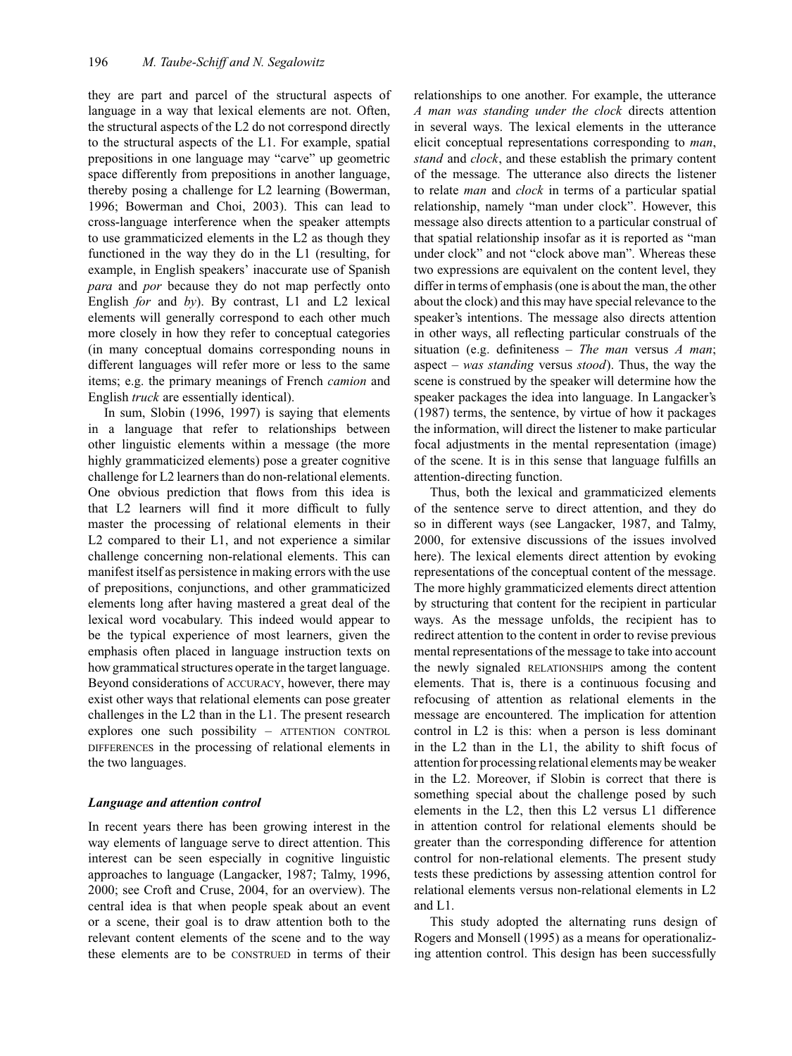they are part and parcel of the structural aspects of language in a way that lexical elements are not. Often, the structural aspects of the L2 do not correspond directly to the structural aspects of the L1. For example, spatial prepositions in one language may "carve" up geometric space differently from prepositions in another language, thereby posing a challenge for L2 learning (Bowerman, 1996; Bowerman and Choi, 2003). This can lead to cross-language interference when the speaker attempts to use grammaticized elements in the L2 as though they functioned in the way they do in the L1 (resulting, for example, in English speakers' inaccurate use of Spanish *para* and *por* because they do not map perfectly onto English *for* and *by*). By contrast, L1 and L2 lexical elements will generally correspond to each other much more closely in how they refer to conceptual categories (in many conceptual domains corresponding nouns in different languages will refer more or less to the same items; e.g. the primary meanings of French *camion* and English *truck* are essentially identical).

In sum, Slobin (1996, 1997) is saying that elements in a language that refer to relationships between other linguistic elements within a message (the more highly grammaticized elements) pose a greater cognitive challenge for L2 learners than do non-relational elements. One obvious prediction that flows from this idea is that L2 learners will find it more difficult to fully master the processing of relational elements in their L2 compared to their L1, and not experience a similar challenge concerning non-relational elements. This can manifest itself as persistence in making errors with the use of prepositions, conjunctions, and other grammaticized elements long after having mastered a great deal of the lexical word vocabulary. This indeed would appear to be the typical experience of most learners, given the emphasis often placed in language instruction texts on how grammatical structures operate in the target language. Beyond considerations of ACCURACY, however, there may exist other ways that relational elements can pose greater challenges in the L2 than in the L1. The present research explores one such possibility – ATTENTION CONTROL DIFFERENCES in the processing of relational elements in the two languages.

### Language and attention control

In recent years there has been growing interest in the way elements of language serve to direct attention. This interest can be seen especially in cognitive linguistic approaches to language (Langacker, 1987; Talmy, 1996, 2000; see Croft and Cruse, 2004, for an overview). The central idea is that when people speak about an event or a scene, their goal is to draw attention both to the relevant content elements of the scene and to the way these elements are to be CONSTRUED in terms of their relationships to one another. For example, the utterance *A man was standing under the clock* directs attention in several ways. The lexical elements in the utterance elicit conceptual representations corresponding to *man*, *stand* and *clock*, and these establish the primary content of the message. The utterance also directs the listener to relate *man* and *clock* in terms of a particular spatial relationship, namely "man under clock". However, this message also directs attention to a particular construal of that spatial relationship insofar as it is reported as "man under clock" and not "clock above man". Whereas these two expressions are equivalent on the content level, they differ in terms of emphasis (one is about the man, the other about the clock) and this may have special relevance to the speaker's intentions. The message also directs attention in other ways, all reflecting particular construals of the situation (e.g. definiteness – *The man* versus *A man*; aspect – *was standing* versus *stood*). Thus, the way the scene is construed by the speaker will determine how the speaker packages the idea into language. In Langacker's (1987) terms, the sentence, by virtue of how it packages the information, will direct the listener to make particular focal adjustments in the mental representation (image) of the scene. It is in this sense that language fulfills an attention-directing function.

Thus, both the lexical and grammaticized elements of the sentence serve to direct attention, and they do so in different ways (see Langacker, 1987, and Talmy, 2000, for extensive discussions of the issues involved here). The lexical elements direct attention by evoking representations of the conceptual content of the message. The more highly grammaticized elements direct attention by structuring that content for the recipient in particular ways. As the message unfolds, the recipient has to redirect attention to the content in order to revise previous mental representations of the message to take into account the newly signaled RELATIONSHIPS among the content elements. That is, there is a continuous focusing and refocusing of attention as relational elements in the message are encountered. The implication for attention control in L2 is this: when a person is less dominant in the L2 than in the L1, the ability to shift focus of attention for processing relational elements may be weaker in the L2. Moreover, if Slobin is correct that there is something special about the challenge posed by such elements in the L2, then this L2 versus L1 difference in attention control for relational elements should be greater than the corresponding difference for attention control for non-relational elements. The present study tests these predictions by assessing attention control for relational elements versus non-relational elements in L2 and L1.

This study adopted the alternating runs design of Rogers and Monsell (1995) as a means for operationalizing attention control. This design has been successfully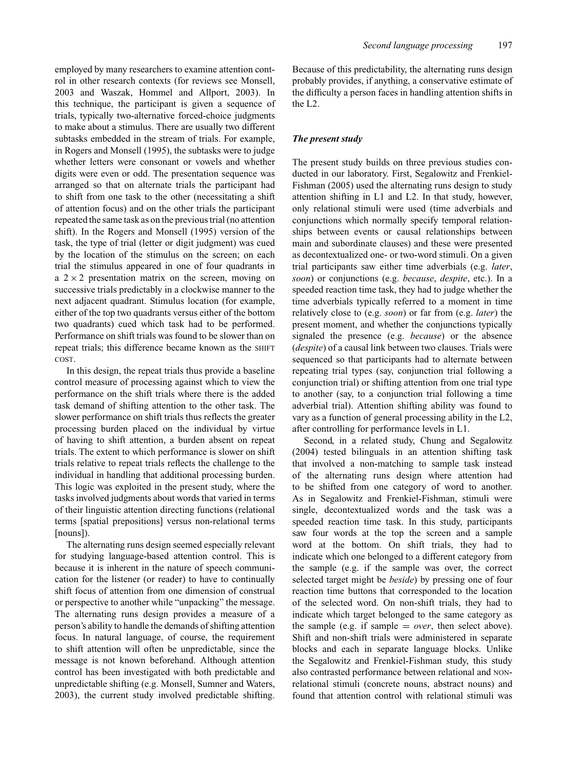employed by many researchers to examine attention control in other research contexts (for reviews see Monsell, 2003 and Waszak, Hommel and Allport, 2003). In this technique, the participant is given a sequence of trials, typically two-alternative forced-choice judgments to make about a stimulus. There are usually two different subtasks embedded in the stream of trials. For example, in Rogers and Monsell (1995), the subtasks were to judge whether letters were consonant or vowels and whether digits were even or odd. The presentation sequence was arranged so that on alternate trials the participant had to shift from one task to the other (necessitating a shift of attention focus) and on the other trials the participant repeated the same task as on the previous trial (no attention shift). In the Rogers and Monsell (1995) version of the task, the type of trial (letter or digit judgment) was cued by the location of the stimulus on the screen; on each trial the stimulus appeared in one of four quadrants in a $2 \times 2$ presentation matrix on the screen, moving on successive trials predictably in a clockwise manner to the next adjacent quadrant. Stimulus location (for example, either of the top two quadrants versus either of the bottom two quadrants) cued which task had to be performed. Performance on shift trials was found to be slower than on repeat trials; this difference became known as the SHIFT COST.

In this design, the repeat trials thus provide a baseline control measure of processing against which to view the performance on the shift trials where there is the added task demand of shifting attention to the other task. The slower performance on shift trials thus reflects the greater processing burden placed on the individual by virtue of having to shift attention, a burden absent on repeat trials. The extent to which performance is slower on shift trials relative to repeat trials reflects the challenge to the individual in handling that additional processing burden. This logic was exploited in the present study, where the tasks involved judgments about words that varied in terms of their linguistic attention directing functions (relational terms [spatial prepositions] versus non-relational terms [nouns]).

The alternating runs design seemed especially relevant for studying language-based attention control. This is because it is inherent in the nature of speech communication for the listener (or reader) to have to continually shift focus of attention from one dimension of construal or perspective to another while "unpacking" the message. The alternating runs design provides a measure of a person's ability to handle the demands of shifting attention focus. In natural language, of course, the requirement to shift attention will often be unpredictable, since the message is not known beforehand. Although attention control has been investigated with both predictable and unpredictable shifting (e.g. Monsell, Sumner and Waters, 2003), the current study involved predictable shifting. Because of this predictability, the alternating runs design probably provides, if anything, a conservative estimate of the difficulty a person faces in handling attention shifts in the L2.

### *The present study*

The present study builds on three previous studies conducted in our laboratory. First, Segalowitz and Frenkiel-Fishman (2005) used the alternating runs design to study attention shifting in L1 and L2. In that study, however, only relational stimuli were used (time adverbials and conjunctions which normally specify temporal relationships between events or causal relationships between main and subordinate clauses) and these were presented as decontextualized one- or two-word stimuli. On a given trial participants saw either time adverbials (e.g. *later*, *soon*) or conjunctions (e.g. *because*, *despite*, etc.). In a speeded reaction time task, they had to judge whether the time adverbials typically referred to a moment in time relatively close to (e.g. *soon*) or far from (e.g. *later*) the present moment, and whether the conjunctions typically signaled the presence (e.g. *because*) or the absence (*despite*) of a causal link between two clauses. Trials were sequenced so that participants had to alternate between repeating trial types (say, conjunction trial following a conjunction trial) or shifting attention from one trial type to another (say, to a conjunction trial following a time adverbial trial). Attention shifting ability was found to vary as a function of general processing ability in the L2, after controlling for performance levels in L1.

Second, in a related study, Chung and Segalowitz (2004) tested bilinguals in an attention shifting task that involved a non-matching to sample task instead of the alternating runs design where attention had to be shifted from one category of word to another. As in Segalowitz and Frenkiel-Fishman, stimuli were single, decontextualized words and the task was a speeded reaction time task. In this study, participants saw four words at the top the screen and a sample word at the bottom. On shift trials, they had to indicate which one belonged to a different category from the sample (e.g. if the sample was over, the correct selected target might be *beside*) by pressing one of four reaction time buttons that corresponded to the location of the selected word. On non-shift trials, they had to indicate which target belonged to the same category as the sample (e.g. if sample = *over*, then select above). Shift and non-shift trials were administered in separate blocks and each in separate language blocks. Unlike the Segalowitz and Frenkiel-Fishman study, this study also contrasted performance between relational and NON-relational stimuli (concrete nouns, abstract nouns) and found that attention control with relational stimuli was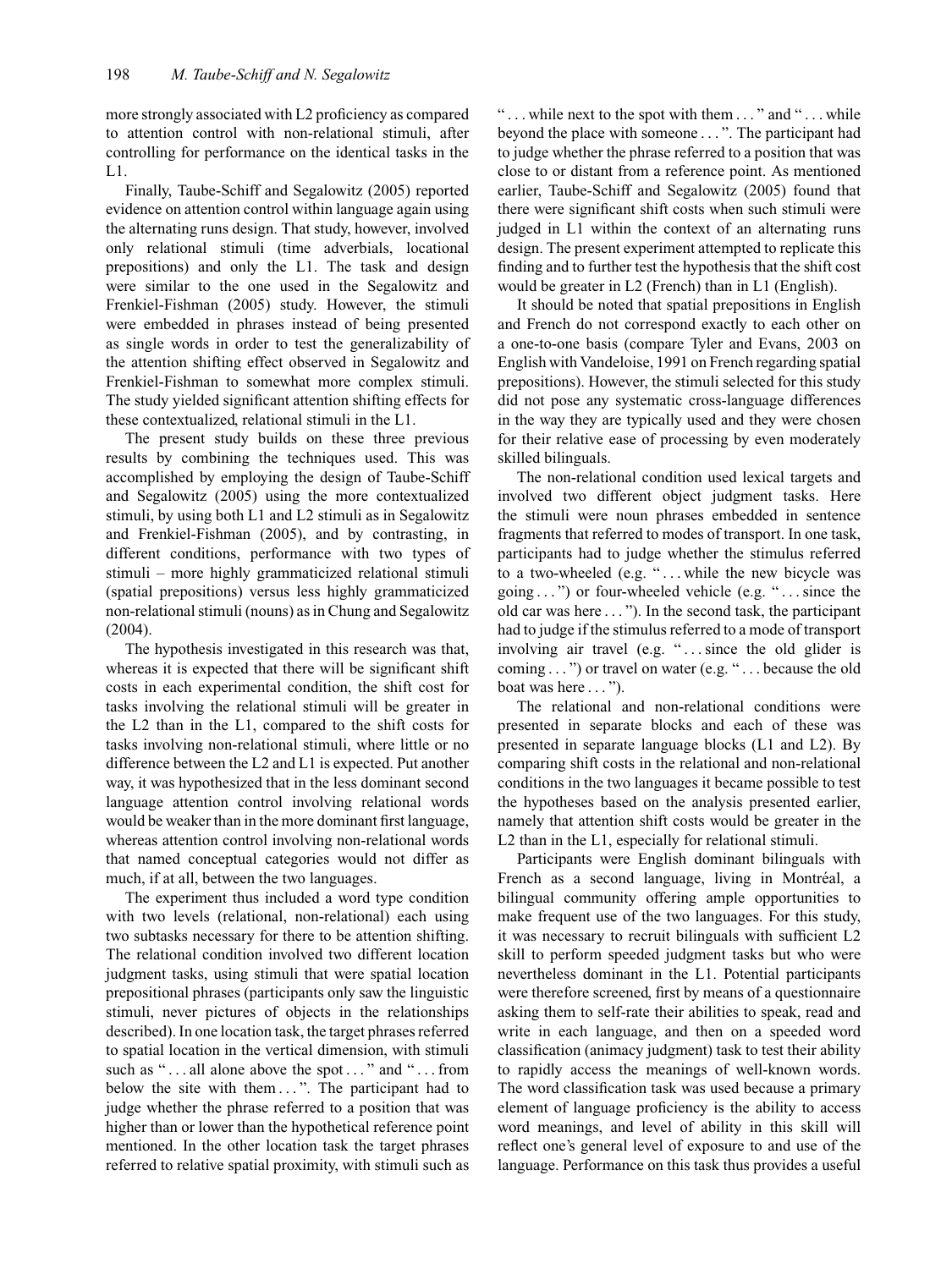more strongly associated with L2 proficiency as compared to attention control with non-relational stimuli, after controlling for performance on the identical tasks in the L1.

Finally, Taube-Schiff and Segalowitz (2005) reported evidence on attention control within language again using the alternating runs design. That study, however, involved only relational stimuli (time adverbials, locational prepositions) and only the L1. The task and design were similar to the one used in the Segalowitz and Frenkiel-Fishman (2005) study. However, the stimuli were embedded in phrases instead of being presented as single words in order to test the generalizability of the attention shifting effect observed in Segalowitz and Frenkiel-Fishman to somewhat more complex stimuli. The study yielded significant attention shifting effects for these contextualized, relational stimuli in the L1.

The present study builds on these three previous results by combining the techniques used. This was accomplished by employing the design of Taube-Schiff and Segalowitz (2005) using the more contextualized stimuli, by using both L1 and L2 stimuli as in Segalowitz and Frenkiel-Fishman (2005), and by contrasting, in different conditions, performance with two types of stimuli – more highly grammaticized relational stimuli (spatial prepositions) versus less highly grammaticized non-relational stimuli (nouns) as in Chung and Segalowitz (2004).

The hypothesis investigated in this research was that, whereas it is expected that there will be significant shift costs in each experimental condition, the shift cost for tasks involving the relational stimuli will be greater in the L2 than in the L1, compared to the shift costs for tasks involving non-relational stimuli, where little or no difference between the L2 and L1 is expected. Put another way, it was hypothesized that in the less dominant second language attention control involving relational words would be weaker than in the more dominant first language, whereas attention control involving non-relational words that named conceptual categories would not differ as much, if at all, between the two languages.

The experiment thus included a word type condition with two levels (relational, non-relational) each using two subtasks necessary for there to be attention shifting. The relational condition involved two different location judgment tasks, using stimuli that were spatial location prepositional phrases (participants only saw the linguistic stimuli, never pictures of objects in the relationships described). In one location task, the target phrases referred to spatial location in the vertical dimension, with stimuli such as " . . . all alone above the spot . . . " and " . . . from below the site with them . . . ". The participant had to judge whether the phrase referred to a position that was higher than or lower than the hypothetical reference point mentioned. In the other location task the target phrases referred to relative spatial proximity, with stimuli such as " . . . while next to the spot with them . . . " and " . . . while beyond the place with someone . . . ". The participant had to judge whether the phrase referred to a position that was close to or distant from a reference point. As mentioned earlier, Taube-Schiff and Segalowitz (2005) found that there were significant shift costs when such stimuli were judged in L1 within the context of an alternating runs design. The present experiment attempted to replicate this finding and to further test the hypothesis that the shift cost would be greater in L2 (French) than in L1 (English).

It should be noted that spatial prepositions in English and French do not correspond exactly to each other on a one-to-one basis (compare Tyler and Evans, 2003 on English with Vandeloise, 1991 on French regarding spatial prepositions). However, the stimuli selected for this study did not pose any systematic cross-language differences in the way they are typically used and they were chosen for their relative ease of processing by even moderately skilled bilinguals.

The non-relational condition used lexical targets and involved two different object judgment tasks. Here the stimuli were noun phrases embedded in sentence fragments that referred to modes of transport. In one task, participants had to judge whether the stimulus referred to a two-wheeled (e.g. " . . . while the new bicycle was going . . . ") or four-wheeled vehicle (e.g. " . . . since the old car was here . . . "). In the second task, the participant had to judge if the stimulus referred to a mode of transport involving air travel (e.g. " . . . since the old glider is coming . . . ") or travel on water (e.g. " . . . because the old boat was here . . . ").

The relational and non-relational conditions were presented in separate blocks and each of these was presented in separate language blocks (L1 and L2). By comparing shift costs in the relational and non-relational conditions in the two languages it became possible to test the hypotheses based on the analysis presented earlier, namely that attention shift costs would be greater in the L2 than in the L1, especially for relational stimuli.

Participants were English dominant bilinguals with French as a second language, living in Montréal, a bilingual community offering ample opportunities to make frequent use of the two languages. For this study, it was necessary to recruit bilinguals with sufficient L2 skill to perform speeded judgment tasks but who were nevertheless dominant in the L1. Potential participants were therefore screened, first by means of a questionnaire asking them to self-rate their abilities to speak, read and write in each language, and then on a speeded word classification (animacy judgment) task to test their ability to rapidly access the meanings of well-known words. The word classification task was used because a primary element of language proficiency is the ability to access word meanings, and level of ability in this skill will reflect one's general level of exposure to and use of the language. Performance on this task thus provides a useful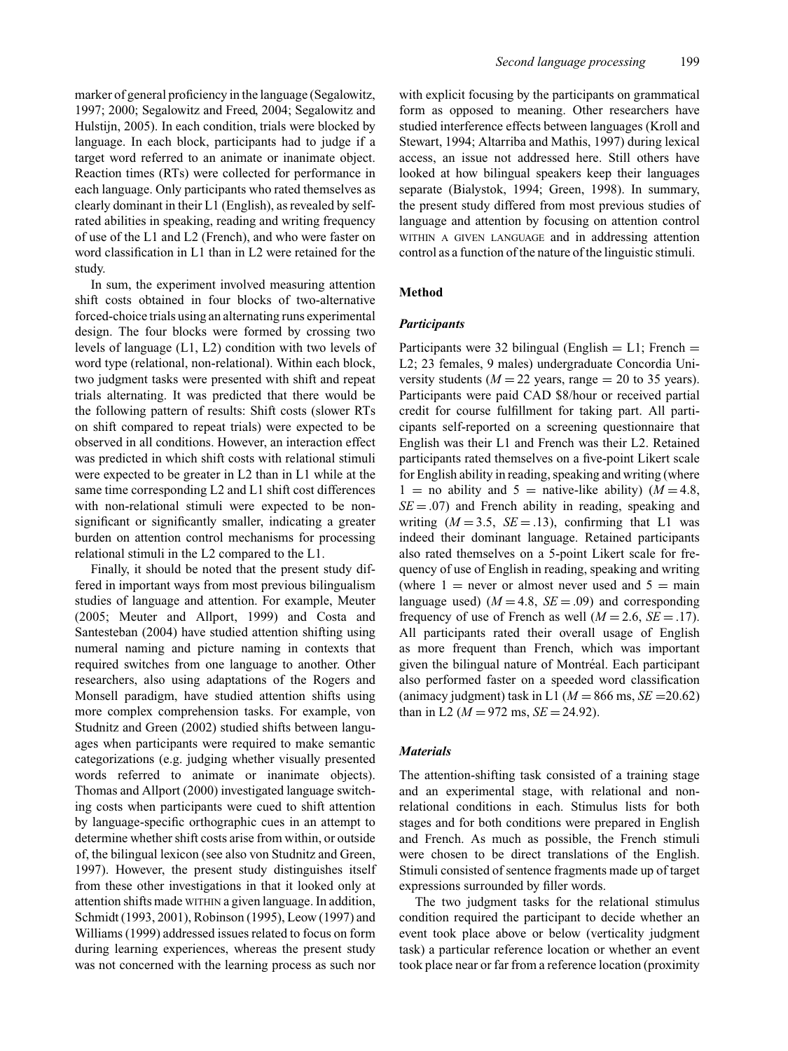marker of general proficiency in the language (Segalowitz, 1997; 2000; Segalowitz and Freed, 2004; Segalowitz and Hulstijn, 2005). In each condition, trials were blocked by language. In each block, participants had to judge if a target word referred to an animate or inanimate object. Reaction times (RTs) were collected for performance in each language. Only participants who rated themselves as clearly dominant in their L1 (English), as revealed by self-rated abilities in speaking, reading and writing frequency of use of the L1 and L2 (French), and who were faster on word classification in L1 than in L2 were retained for the study.

In sum, the experiment involved measuring attention shift costs obtained in four blocks of two-alternative forced-choice trials using an alternating runs experimental design. The four blocks were formed by crossing two levels of language (L1, L2) condition with two levels of word type (relational, non-relational). Within each block, two judgment tasks were presented with shift and repeat trials alternating. It was predicted that there would be the following pattern of results: Shift costs (slower RTs on shift compared to repeat trials) were expected to be observed in all conditions. However, an interaction effect was predicted in which shift costs with relational stimuli were expected to be greater in L2 than in L1 while at the same time corresponding L2 and L1 shift cost differences with non-relational stimuli were expected to be non-significant or significantly smaller, indicating a greater burden on attention control mechanisms for processing relational stimuli in the L2 compared to the L1.

Finally, it should be noted that the present study differed in important ways from most previous bilingualism studies of language and attention. For example, Meuter (2005; Meuter and Allport, 1999) and Costa and Santesteban (2004) have studied attention shifting using numeral naming and picture naming in contexts that required switches from one language to another. Other researchers, also using adaptations of the Rogers and Monsell paradigm, have studied attention shifts using more complex comprehension tasks. For example, von Studnitz and Green (2002) studied shifts between languages when participants were required to make semantic categorizations (e.g. judging whether visually presented words referred to animate or inanimate objects). Thomas and Allport (2000) investigated language switching costs when participants were cued to shift attention by language-specific orthographic cues in an attempt to determine whether shift costs arise from within, or outside of, the bilingual lexicon (see also von Studnitz and Green, 1997). However, the present study distinguishes itself from these other investigations in that it looked only at attention shifts made WITHIN a given language. In addition, Schmidt (1993, 2001), Robinson (1995), Leow (1997) and Williams (1999) addressed issues related to focus on form during learning experiences, whereas the present study was not concerned with the learning process as such nor with explicit focusing by the participants on grammatical form as opposed to meaning. Other researchers have studied interference effects between languages (Kroll and Stewart, 1994; Altarriba and Mathis, 1997) during lexical access, an issue not addressed here. Still others have looked at how bilingual speakers keep their languages separate (Bialystok, 1994; Green, 1998). In summary, the present study differed from most previous studies of language and attention by focusing on attention control WITHIN A GIVEN LANGUAGE and in addressing attention control as a function of the nature of the linguistic stimuli.

## Method

### *Participants*

Participants were 32 bilingual (English = L1; French = L2; 23 females, 9 males) undergraduate Concordia University students ($M = 22$ years, range = 20 to 35 years). Participants were paid CAD \$8/hour or received partial credit for course fulfillment for taking part. All participants self-reported on a screening questionnaire that English was their L1 and French was their L2. Retained participants rated themselves on a five-point Likert scale for English ability in reading, speaking and writing (where 1 = no ability and 5 = native-like ability) ($M = 4.8$, $SE = .07$) and French ability in reading, speaking and writing ($M = 3.5$, $SE = .13$), confirming that L1 was indeed their dominant language. Retained participants also rated themselves on a 5-point Likert scale for frequency of use of English in reading, speaking and writing (where 1 = never or almost never used and 5 = main language used) ($M = 4.8$, $SE = .09$) and corresponding frequency of use of French as well ($M = 2.6$, $SE = .17$). All participants rated their overall usage of English as more frequent than French, which was important given the bilingual nature of Montréal. Each participant also performed faster on a speeded word classification (animacy judgment) task in L1 ($M = 866$ ms, $SE = 20.62$) than in L2 ($M = 972$ ms, $SE = 24.92$).

### *Materials*

The attention-shifting task consisted of a training stage and an experimental stage, with relational and non-relational conditions in each. Stimulus lists for both stages and for both conditions were prepared in English and French. As much as possible, the French stimuli were chosen to be direct translations of the English. Stimuli consisted of sentence fragments made up of target expressions surrounded by filler words.

The two judgment tasks for the relational stimulus condition required the participant to decide whether an event took place above or below (verticality judgment task) a particular reference location or whether an event took place near or far from a reference location (proximity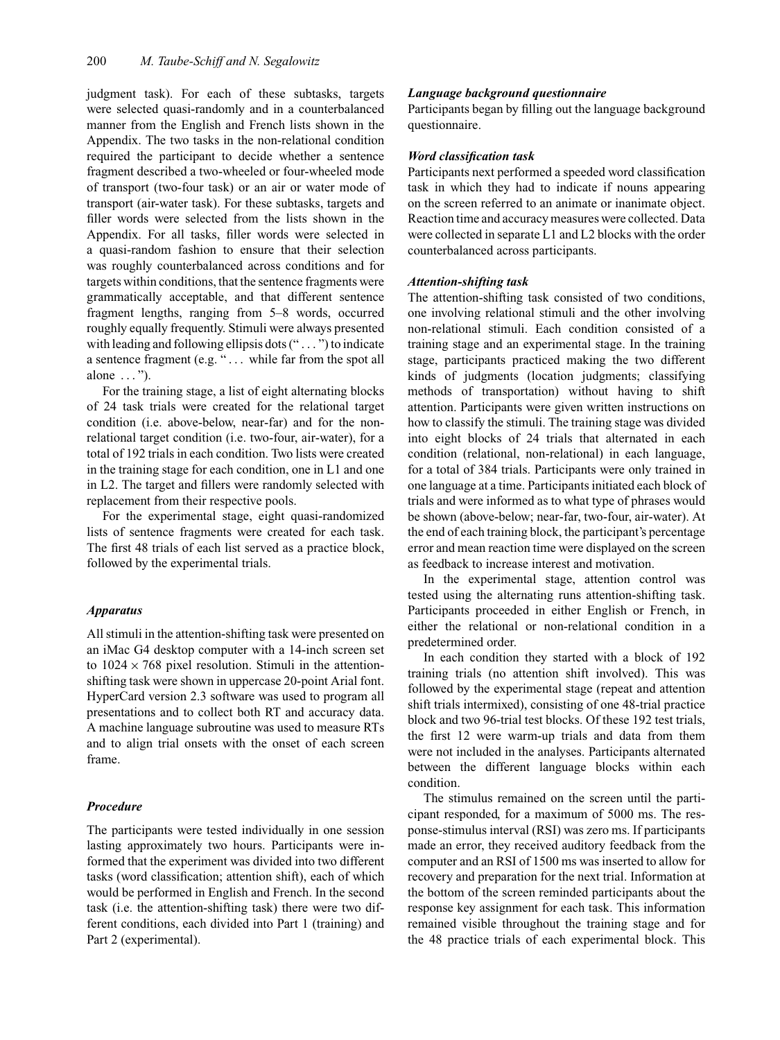judgment task). For each of these subtasks, targets were selected quasi-randomly and in a counterbalanced manner from the English and French lists shown in the Appendix. The two tasks in the non-relational condition required the participant to decide whether a sentence fragment described a two-wheeled or four-wheeled mode of transport (two-four task) or an air or water mode of transport (air-water task). For these subtasks, targets and filler words were selected from the lists shown in the Appendix. For all tasks, filler words were selected in a quasi-random fashion to ensure that their selection was roughly counterbalanced across conditions and for targets within conditions, that the sentence fragments were grammatically acceptable, and that different sentence fragment lengths, ranging from 5–8 words, occurred roughly equally frequently. Stimuli were always presented with leading and following ellipsis dots (" . . . ") to indicate a sentence fragment (e.g. " . . . while far from the spot all alone . . . ").

For the training stage, a list of eight alternating blocks of 24 task trials were created for the relational target condition (i.e. above-below, near-far) and for the non-relational target condition (i.e. two-four, air-water), for a total of 192 trials in each condition. Two lists were created in the training stage for each condition, one in L1 and one in L2. The target and fillers were randomly selected with replacement from their respective pools.

For the experimental stage, eight quasi-randomized lists of sentence fragments were created for each task. The first 48 trials of each list served as a practice block, followed by the experimental trials.

### *Apparatus*

All stimuli in the attention-shifting task were presented on an iMac G4 desktop computer with a 14-inch screen set to $1024 \times 768$ pixel resolution. Stimuli in the attention-shifting task were shown in uppercase 20-point Arial font. HyperCard version 2.3 software was used to program all presentations and to collect both RT and accuracy data. A machine language subroutine was used to measure RTs and to align trial onsets with the onset of each screen frame.

### *Procedure*

The participants were tested individually in one session lasting approximately two hours. Participants were informed that the experiment was divided into two different tasks (word classification; attention shift), each of which would be performed in English and French. In the second task (i.e. the attention-shifting task) there were two different conditions, each divided into Part 1 (training) and Part 2 (experimental).

### *Language background questionnaire*

Participants began by filling out the language background questionnaire.

### *Word classification task*

Participants next performed a speeded word classification task in which they had to indicate if nouns appearing on the screen referred to an animate or inanimate object. Reaction time and accuracy measures were collected. Data were collected in separate L1 and L2 blocks with the order counterbalanced across participants.

### *Attention-shifting task*

The attention-shifting task consisted of two conditions, one involving relational stimuli and the other involving non-relational stimuli. Each condition consisted of a training stage and an experimental stage. In the training stage, participants practiced making the two different kinds of judgments (location judgments; classifying methods of transportation) without having to shift attention. Participants were given written instructions on how to classify the stimuli. The training stage was divided into eight blocks of 24 trials that alternated in each condition (relational, non-relational) in each language, for a total of 384 trials. Participants were only trained in one language at a time. Participants initiated each block of trials and were informed as to what type of phrases would be shown (above-below; near-far, two-four, air-water). At the end of each training block, the participant's percentage error and mean reaction time were displayed on the screen as feedback to increase interest and motivation.

In the experimental stage, attention control was tested using the alternating runs attention-shifting task. Participants proceeded in either English or French, in either the relational or non-relational condition in a predetermined order.

In each condition they started with a block of 192 training trials (no attention shift involved). This was followed by the experimental stage (repeat and attention shift trials intermixed), consisting of one 48-trial practice block and two 96-trial test blocks. Of these 192 test trials, the first 12 were warm-up trials and data from them were not included in the analyses. Participants alternated between the different language blocks within each condition.

The stimulus remained on the screen until the participant responded, for a maximum of 5000 ms. The response-stimulus interval (RSI) was zero ms. If participants made an error, they received auditory feedback from the computer and an RSI of 1500 ms was inserted to allow for recovery and preparation for the next trial. Information at the bottom of the screen reminded participants about the response key assignment for each task. This information remained visible throughout the training stage and for the 48 practice trials of each experimental block. This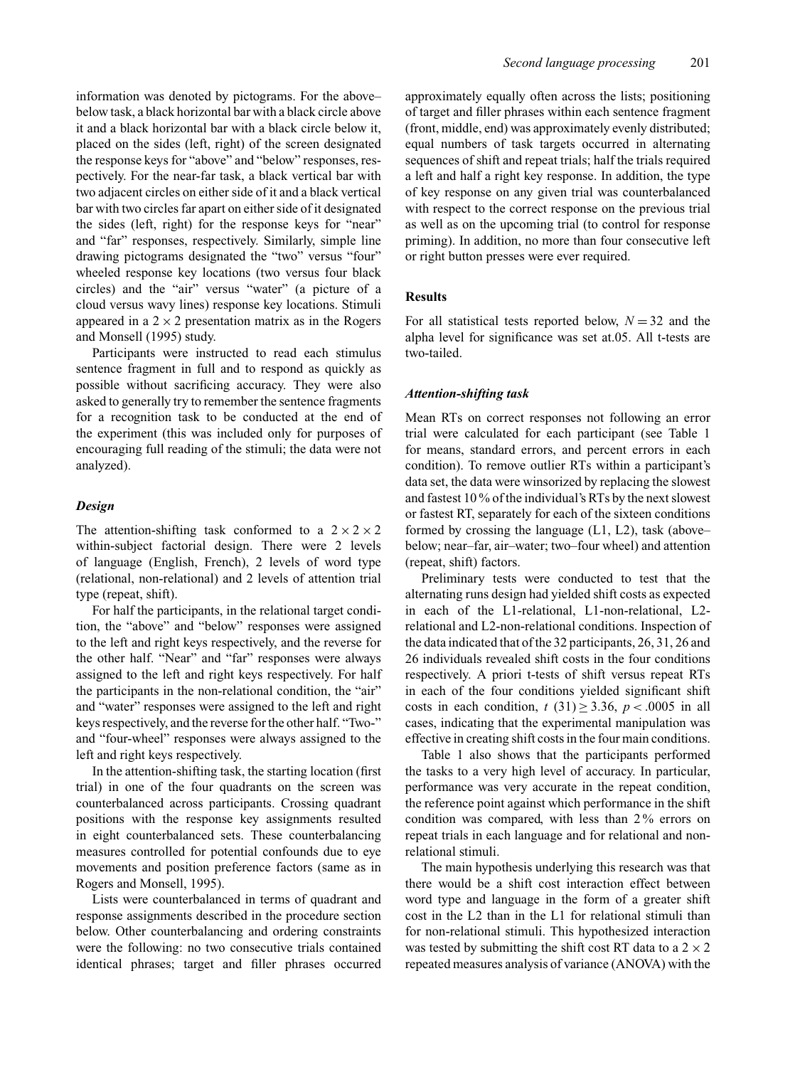information was denoted by pictograms. For the above–below task, a black horizontal bar with a black circle above it and a black horizontal bar with a black circle below it, placed on the sides (left, right) of the screen designated the response keys for "above" and "below" responses, respectively. For the near-far task, a black vertical bar with two adjacent circles on either side of it and a black vertical bar with two circles far apart on either side of it designated the sides (left, right) for the response keys for "near" and "far" responses, respectively. Similarly, simple line drawing pictograms designated the "two" versus "four" wheeled response key locations (two versus four black circles) and the "air" versus "water" (a picture of a cloud versus wavy lines) response key locations. Stimuli appeared in a $2 \times 2$ presentation matrix as in the Rogers and Monsell (1995) study.

Participants were instructed to read each stimulus sentence fragment in full and to respond as quickly as possible without sacrificing accuracy. They were also asked to generally try to remember the sentence fragments for a recognition task to be conducted at the end of the experiment (this was included only for purposes of encouraging full reading of the stimuli; the data were not analyzed).

### *Design*

The attention-shifting task conformed to a $2 \times 2 \times 2$ within-subject factorial design. There were 2 levels of language (English, French), 2 levels of word type (relational, non-relational) and 2 levels of attention trial type (repeat, shift).

For half the participants, in the relational target condition, the "above" and "below" responses were assigned to the left and right keys respectively, and the reverse for the other half. "Near" and "far" responses were always assigned to the left and right keys respectively. For half the participants in the non-relational condition, the "air" and "water" responses were assigned to the left and right keys respectively, and the reverse for the other half. "Two-" and "four-wheel" responses were always assigned to the left and right keys respectively.

In the attention-shifting task, the starting location (first trial) in one of the four quadrants on the screen was counterbalanced across participants. Crossing quadrant positions with the response key assignments resulted in eight counterbalanced sets. These counterbalancing measures controlled for potential confounds due to eye movements and position preference factors (same as in Rogers and Monsell, 1995).

Lists were counterbalanced in terms of quadrant and response assignments described in the procedure section below. Other counterbalancing and ordering constraints were the following: no two consecutive trials contained identical phrases; target and filler phrases occurred approximately equally often across the lists; positioning of target and filler phrases within each sentence fragment (front, middle, end) was approximately evenly distributed; equal numbers of task targets occurred in alternating sequences of shift and repeat trials; half the trials required a left and half a right key response. In addition, the type of key response on any given trial was counterbalanced with respect to the correct response on the previous trial as well as on the upcoming trial (to control for response priming). In addition, no more than four consecutive left or right button presses were ever required.

## Results

For all statistical tests reported below, $N = 32$ and the alpha level for significance was set at.05. All t-tests are two-tailed.

### *Attention-shifting task*

Mean RTs on correct responses not following an error trial were calculated for each participant (see Table 1 for means, standard errors, and percent errors in each condition). To remove outlier RTs within a participant's data set, the data were winsorized by replacing the slowest and fastest 10 % of the individual's RTs by the next slowest or fastest RT, separately for each of the sixteen conditions formed by crossing the language (L1, L2), task (above–below; near–far, air–water; two–four wheel) and attention (repeat, shift) factors.

Preliminary tests were conducted to test that the alternating runs design had yielded shift costs as expected in each of the L1-relational, L1-non-relational, L2-relational and L2-non-relational conditions. Inspection of the data indicated that of the 32 participants, 26, 31, 26 and 26 individuals revealed shift costs in the four conditions respectively. A priori t-tests of shift versus repeat RTs in each of the four conditions yielded significant shift costs in each condition, $t\ (31) \geq 3.36$, $p < .0005$ in all cases, indicating that the experimental manipulation was effective in creating shift costs in the four main conditions.

Table 1 also shows that the participants performed the tasks to a very high level of accuracy. In particular, performance was very accurate in the repeat condition, the reference point against which performance in the shift condition was compared, with less than 2 % errors on repeat trials in each language and for relational and non-relational stimuli.

The main hypothesis underlying this research was that there would be a shift cost interaction effect between word type and language in the form of a greater shift cost in the L2 than in the L1 for relational stimuli than for non-relational stimuli. This hypothesized interaction was tested by submitting the shift cost RT data to a $2 \times 2$ repeated measures analysis of variance (ANOVA) with the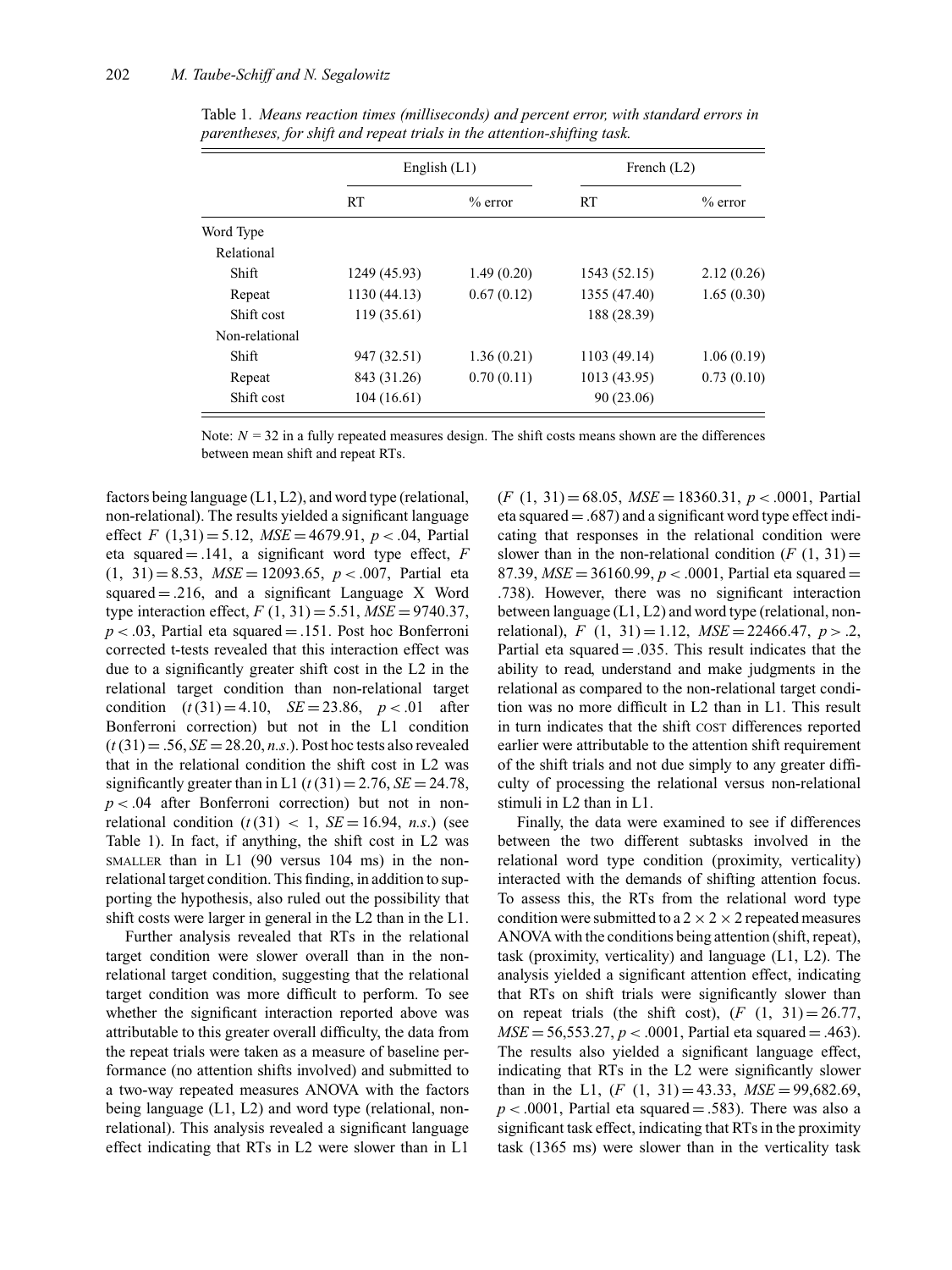Table 1. *Means reaction times (milliseconds) and percent error, with standard errors in parentheses, for shift and repeat trials in the attention-shifting task.*

| | English (L1) | | French (L2) | |
|---|---|---|---|---|
| | RT | % error | RT | % error |
| Word Type | | | | |
| Relational | | | | |
| Shift | 1249 (45.93) | 1.49 (0.20) | 1543 (52.15) | 2.12 (0.26) |
| Repeat | 1130 (44.13) | 0.67 (0.12) | 1355 (47.40) | 1.65 (0.30) |
| Shift cost | 119 (35.61) | | 188 (28.39) | |
| Non-relational | | | | |
| Shift | 947 (32.51) | 1.36 (0.21) | 1103 (49.14) | 1.06 (0.19) |
| Repeat | 843 (31.26) | 0.70 (0.11) | 1013 (43.95) | 0.73 (0.10) |
| Shift cost | 104 (16.61) | | 90 (23.06) | |

Note: $N$ = 32 in a fully repeated measures design. The shift costs means shown are the differences between mean shift and repeat RTs.

factors being language (L1, L2), and word type (relational, non-relational). The results yielded a significant language effect $F\ (1,31) = 5.12$, $MSE = 4679.91$, $p < .04$, Partial eta squared = .141, a significant word type effect, $F\ (1,\ 31) = 8.53$, $MSE = 12093.65$, $p < .007$, Partial eta squared = .216, and a significant Language X Word type interaction effect, $F\ (1,\ 31) = 5.51$, $MSE = 9740.37$, $p < .03$, Partial eta squared = .151. Post hoc Bonferroni corrected t-tests revealed that this interaction effect was due to a significantly greater shift cost in the L2 in the relational target condition than non-relational target condition ($t(31) = 4.10$, $SE = 23.86$, $p < .01$ after Bonferroni correction) but not in the L1 condition ($t(31) = .56$, $SE = 28.20$, *n.s.*). Post hoc tests also revealed that in the relational condition the shift cost in L2 was significantly greater than in L1 ($t(31) = 2.76$, $SE = 24.78$, $p < .04$ after Bonferroni correction) but not in non-relational condition ($t(31) < 1$, $SE = 16.94$, *n.s.*) (see Table 1). In fact, if anything, the shift cost in L2 was SMALLER than in L1 (90 versus 104 ms) in the non-relational target condition. This finding, in addition to supporting the hypothesis, also ruled out the possibility that shift costs were larger in general in the L2 than in the L1.

Further analysis revealed that RTs in the relational target condition were slower overall than in the non-relational target condition, suggesting that the relational target condition was more difficult to perform. To see whether the significant interaction reported above was attributable to this greater overall difficulty, the data from the repeat trials were taken as a measure of baseline performance (no attention shifts involved) and submitted to a two-way repeated measures ANOVA with the factors being language (L1, L2) and word type (relational, non-relational). This analysis revealed a significant language effect indicating that RTs in L2 were slower than in L1 ($F\ (1,\ 31) = 68.05$, $MSE = 18360.31$, $p < .0001$, Partial eta squared = .687) and a significant word type effect indicating that responses in the relational condition were slower than in the non-relational condition ($F\ (1,\ 31) = 87.39$, $MSE = 36160.99$, $p < .0001$, Partial eta squared = .738). However, there was no significant interaction between language (L1, L2) and word type (relational, non-relational), $F\ (1,\ 31) = 1.12$, $MSE = 22466.47$, $p > .2$, Partial eta squared = .035. This result indicates that the ability to read, understand and make judgments in the relational as compared to the non-relational target condition was no more difficult in L2 than in L1. This result in turn indicates that the shift COST differences reported earlier were attributable to the attention shift requirement of the shift trials and not due simply to any greater difficulty of processing the relational versus non-relational stimuli in L2 than in L1.

Finally, the data were examined to see if differences between the two different subtasks involved in the relational word type condition (proximity, verticality) interacted with the demands of shifting attention focus. To assess this, the RTs from the relational word type condition were submitted to a $2 \times 2 \times 2$ repeated measures ANOVA with the conditions being attention (shift, repeat), task (proximity, verticality) and language (L1, L2). The analysis yielded a significant attention effect, indicating that RTs on shift trials were significantly slower than on repeat trials (the shift cost), ($F\ (1,\ 31) = 26.77$, $MSE = 56{,}553.27$, $p < .0001$, Partial eta squared = .463). The results also yielded a significant language effect, indicating that RTs in the L2 were significantly slower than in the L1, ($F\ (1,\ 31) = 43.33$, $MSE = 99{,}682.69$, $p < .0001$, Partial eta squared = .583). There was also a significant task effect, indicating that RTs in the proximity task (1365 ms) were slower than in the verticality task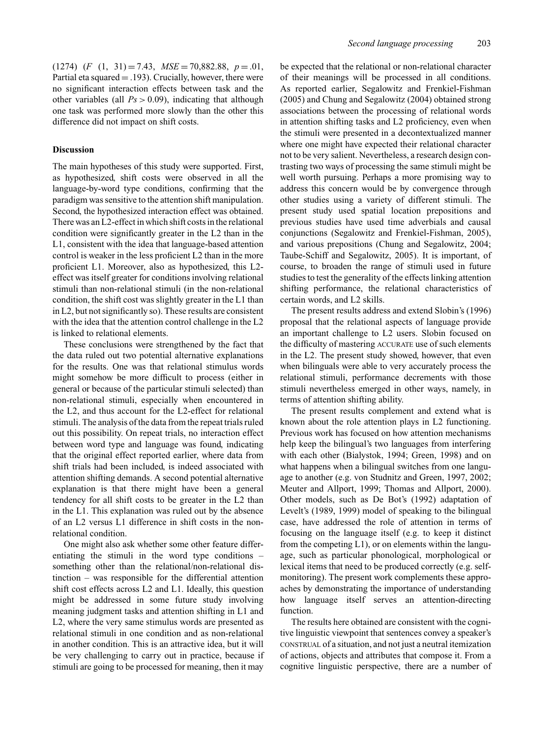(1274) ($F$ (1, 31) = 7.43, $MSE$ = 70,882.88, $p$ = .01, Partial eta squared = .193). Crucially, however, there were no significant interaction effects between task and the other variables (all $Ps > 0.09$), indicating that although one task was performed more slowly than the other this difference did not impact on shift costs.

## Discussion

The main hypotheses of this study were supported. First, as hypothesized, shift costs were observed in all the language-by-word type conditions, confirming that the paradigm was sensitive to the attention shift manipulation. Second, the hypothesized interaction effect was obtained. There was an L2-effect in which shift costs in the relational condition were significantly greater in the L2 than in the L1, consistent with the idea that language-based attention control is weaker in the less proficient L2 than in the more proficient L1. Moreover, also as hypothesized, this L2-effect was itself greater for conditions involving relational stimuli than non-relational stimuli (in the non-relational condition, the shift cost was slightly greater in the L1 than in L2, but not significantly so). These results are consistent with the idea that the attention control challenge in the L2 is linked to relational elements.

These conclusions were strengthened by the fact that the data ruled out two potential alternative explanations for the results. One was that relational stimulus words might somehow be more difficult to process (either in general or because of the particular stimuli selected) than non-relational stimuli, especially when encountered in the L2, and thus account for the L2-effect for relational stimuli. The analysis of the data from the repeat trials ruled out this possibility. On repeat trials, no interaction effect between word type and language was found, indicating that the original effect reported earlier, where data from shift trials had been included, is indeed associated with attention shifting demands. A second potential alternative explanation is that there might have been a general tendency for all shift costs to be greater in the L2 than in the L1. This explanation was ruled out by the absence of an L2 versus L1 difference in shift costs in the non-relational condition.

One might also ask whether some other feature differentiating the stimuli in the word type conditions – something other than the relational/non-relational distinction – was responsible for the differential attention shift cost effects across L2 and L1. Ideally, this question might be addressed in some future study involving meaning judgment tasks and attention shifting in L1 and L2, where the very same stimulus words are presented as relational stimuli in one condition and as non-relational in another condition. This is an attractive idea, but it will be very challenging to carry out in practice, because if stimuli are going to be processed for meaning, then it may be expected that the relational or non-relational character of their meanings will be processed in all conditions. As reported earlier, Segalowitz and Frenkiel-Fishman (2005) and Chung and Segalowitz (2004) obtained strong associations between the processing of relational words in attention shifting tasks and L2 proficiency, even when the stimuli were presented in a decontextualized manner where one might have expected their relational character not to be very salient. Nevertheless, a research design contrasting two ways of processing the same stimuli might be well worth pursuing. Perhaps a more promising way to address this concern would be by convergence through other studies using a variety of different stimuli. The present study used spatial location prepositions and previous studies have used time adverbials and causal conjunctions (Segalowitz and Frenkiel-Fishman, 2005), and various prepositions (Chung and Segalowitz, 2004; Taube-Schiff and Segalowitz, 2005). It is important, of course, to broaden the range of stimuli used in future studies to test the generality of the effects linking attention shifting performance, the relational characteristics of certain words, and L2 skills.

The present results address and extend Slobin's (1996) proposal that the relational aspects of language provide an important challenge to L2 users. Slobin focused on the difficulty of mastering ACCURATE use of such elements in the L2. The present study showed, however, that even when bilinguals were able to very accurately process the relational stimuli, performance decrements with those stimuli nevertheless emerged in other ways, namely, in terms of attention shifting ability.

The present results complement and extend what is known about the role attention plays in L2 functioning. Previous work has focused on how attention mechanisms help keep the bilingual's two languages from interfering with each other (Bialystok, 1994; Green, 1998) and on what happens when a bilingual switches from one language to another (e.g. von Studnitz and Green, 1997, 2002; Meuter and Allport, 1999; Thomas and Allport, 2000). Other models, such as De Bot's (1992) adaptation of Levelt's (1989, 1999) model of speaking to the bilingual case, have addressed the role of attention in terms of focusing on the language itself (e.g. to keep it distinct from the competing L1), or on elements within the language, such as particular phonological, morphological or lexical items that need to be produced correctly (e.g. self-monitoring). The present work complements these approaches by demonstrating the importance of understanding how language itself serves an attention-directing function.

The results here obtained are consistent with the cognitive linguistic viewpoint that sentences convey a speaker's CONSTRUAL of a situation, and not just a neutral itemization of actions, objects and attributes that compose it. From a cognitive linguistic perspective, there are a number of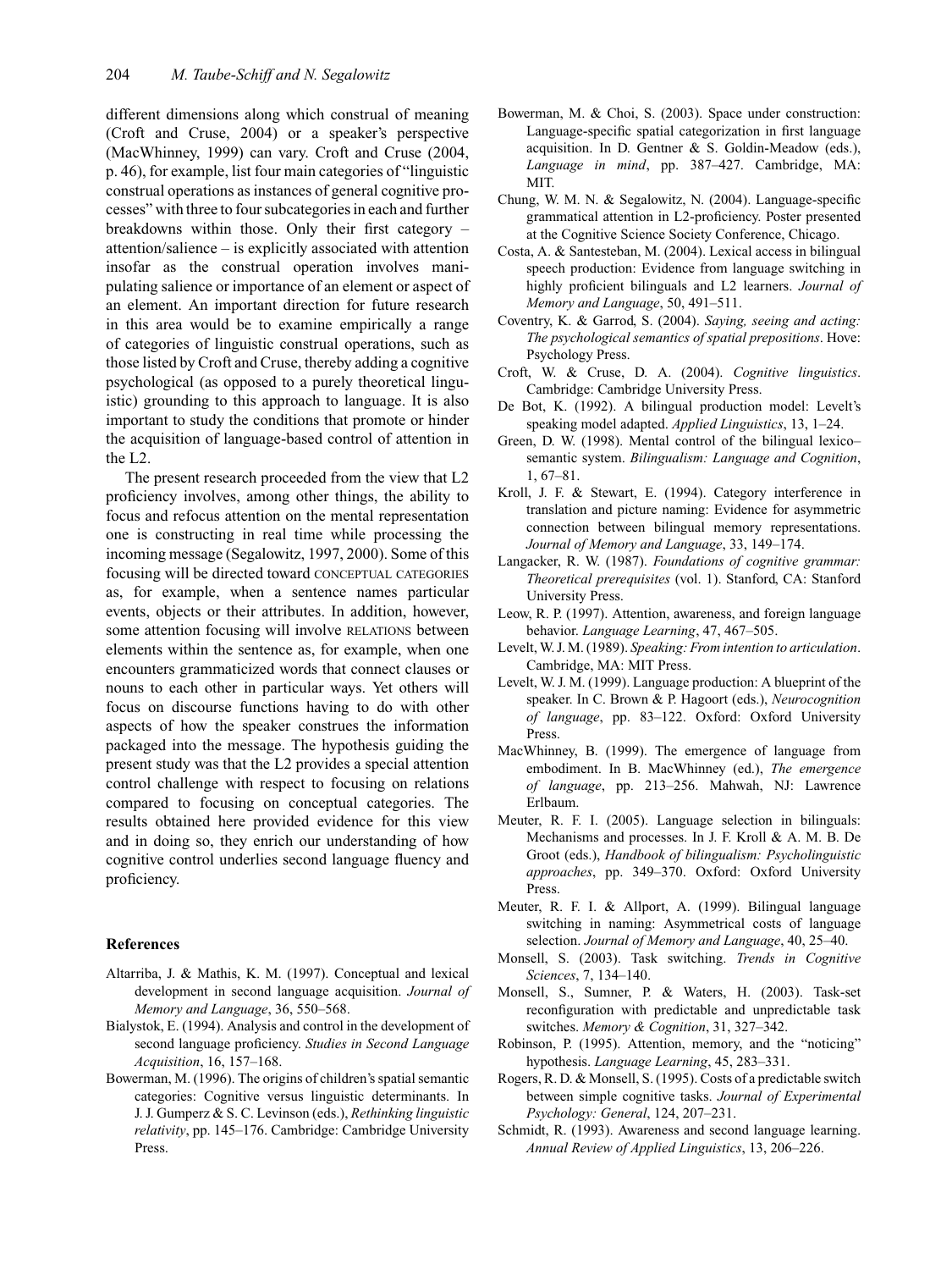different dimensions along which construal of meaning (Croft and Cruse, 2004) or a speaker's perspective (MacWhinney, 1999) can vary. Croft and Cruse (2004, p. 46), for example, list four main categories of "linguistic construal operations as instances of general cognitive processes" with three to four subcategories in each and further breakdowns within those. Only their first category – attention/salience – is explicitly associated with attention insofar as the construal operation involves manipulating salience or importance of an element or aspect of an element. An important direction for future research in this area would be to examine empirically a range of categories of linguistic construal operations, such as those listed by Croft and Cruse, thereby adding a cognitive psychological (as opposed to a purely theoretical linguistic) grounding to this approach to language. It is also important to study the conditions that promote or hinder the acquisition of language-based control of attention in the L2.

The present research proceeded from the view that L2 proficiency involves, among other things, the ability to focus and refocus attention on the mental representation one is constructing in real time while processing the incoming message (Segalowitz, 1997, 2000). Some of this focusing will be directed toward CONCEPTUAL CATEGORIES as, for example, when a sentence names particular events, objects or their attributes. In addition, however, some attention focusing will involve RELATIONS between elements within the sentence as, for example, when one encounters grammaticized words that connect clauses or nouns to each other in particular ways. Yet others will focus on discourse functions having to do with other aspects of how the speaker construes the information packaged into the message. The hypothesis guiding the present study was that the L2 provides a special attention control challenge with respect to focusing on relations compared to focusing on conceptual categories. The results obtained here provided evidence for this view and in doing so, they enrich our understanding of how cognitive control underlies second language fluency and proficiency.

## References

Altarriba, J. & Mathis, K. M. (1997). Conceptual and lexical development in second language acquisition. *Journal of Memory and Language*, 36, 550–568.

Bialystok, E. (1994). Analysis and control in the development of second language proficiency. *Studies in Second Language Acquisition*, 16, 157–168.

Bowerman, M. (1996). The origins of children's spatial semantic categories: Cognitive versus linguistic determinants. In J. J. Gumperz & S. C. Levinson (eds.), *Rethinking linguistic relativity*, pp. 145–176. Cambridge: Cambridge University Press.

Bowerman, M. & Choi, S. (2003). Space under construction: Language-specific spatial categorization in first language acquisition. In D. Gentner & S. Goldin-Meadow (eds.), *Language in mind*, pp. 387–427. Cambridge, MA: MIT.

Chung, W. M. N. & Segalowitz, N. (2004). Language-specific grammatical attention in L2-proficiency. Poster presented at the Cognitive Science Society Conference, Chicago.

Costa, A. & Santesteban, M. (2004). Lexical access in bilingual speech production: Evidence from language switching in highly proficient bilinguals and L2 learners. *Journal of Memory and Language*, 50, 491–511.

Coventry, K. & Garrod, S. (2004). *Saying, seeing and acting: The psychological semantics of spatial prepositions*. Hove: Psychology Press.

Croft, W. & Cruse, D. A. (2004). *Cognitive linguistics*. Cambridge: Cambridge University Press.

De Bot, K. (1992). A bilingual production model: Levelt's speaking model adapted. *Applied Linguistics*, 13, 1–24.

Green, D. W. (1998). Mental control of the bilingual lexico–semantic system. *Bilingualism: Language and Cognition*, 1, 67–81.

Kroll, J. F. & Stewart, E. (1994). Category interference in translation and picture naming: Evidence for asymmetric connection between bilingual memory representations. *Journal of Memory and Language*, 33, 149–174.

Langacker, R. W. (1987). *Foundations of cognitive grammar: Theoretical prerequisites* (vol. 1). Stanford, CA: Stanford University Press.

Leow, R. P. (1997). Attention, awareness, and foreign language behavior. *Language Learning*, 47, 467–505.

Levelt, W. J. M. (1989). *Speaking: From intention to articulation*. Cambridge, MA: MIT Press.

Levelt, W. J. M. (1999). Language production: A blueprint of the speaker. In C. Brown & P. Hagoort (eds.), *Neurocognition of language*, pp. 83–122. Oxford: Oxford University Press.

MacWhinney, B. (1999). The emergence of language from embodiment. In B. MacWhinney (ed.), *The emergence of language*, pp. 213–256. Mahwah, NJ: Lawrence Erlbaum.

Meuter, R. F. I. (2005). Language selection in bilinguals: Mechanisms and processes. In J. F. Kroll & A. M. B. De Groot (eds.), *Handbook of bilingualism: Psycholinguistic approaches*, pp. 349–370. Oxford: Oxford University Press.

Meuter, R. F. I. & Allport, A. (1999). Bilingual language switching in naming: Asymmetrical costs of language selection. *Journal of Memory and Language*, 40, 25–40.

Monsell, S. (2003). Task switching. *Trends in Cognitive Sciences*, 7, 134–140.

Monsell, S., Sumner, P. & Waters, H. (2003). Task-set reconfiguration with predictable and unpredictable task switches. *Memory & Cognition*, 31, 327–342.

Robinson, P. (1995). Attention, memory, and the "noticing" hypothesis. *Language Learning*, 45, 283–331.

Rogers, R. D. & Monsell, S. (1995). Costs of a predictable switch between simple cognitive tasks. *Journal of Experimental Psychology: General*, 124, 207–231.

Schmidt, R. (1993). Awareness and second language learning. *Annual Review of Applied Linguistics*, 13, 206–226.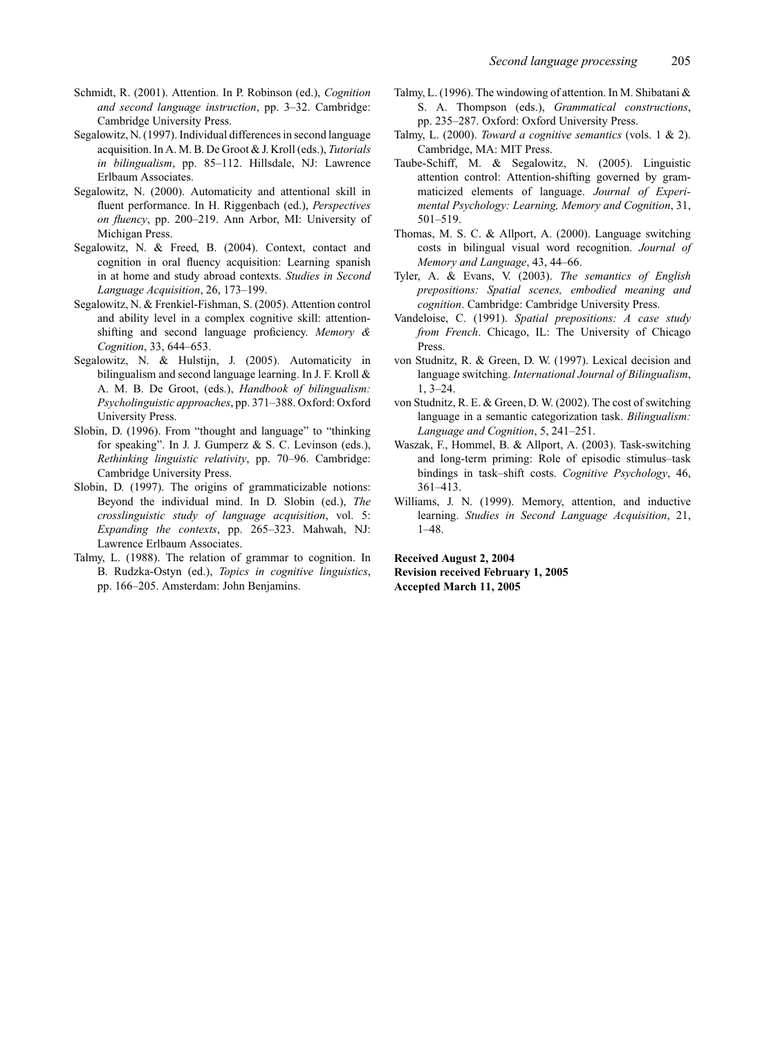Schmidt, R. (2001). Attention. In P. Robinson (ed.), *Cognition and second language instruction*, pp. 3–32. Cambridge: Cambridge University Press.

Segalowitz, N. (1997). Individual differences in second language acquisition. In A. M. B. De Groot & J. Kroll (eds.), *Tutorials in bilingualism*, pp. 85–112. Hillsdale, NJ: Lawrence Erlbaum Associates.

Segalowitz, N. (2000). Automaticity and attentional skill in fluent performance. In H. Riggenbach (ed.), *Perspectives on fluency*, pp. 200–219. Ann Arbor, MI: University of Michigan Press.

Segalowitz, N. & Freed, B. (2004). Context, contact and cognition in oral fluency acquisition: Learning spanish in at home and study abroad contexts. *Studies in Second Language Acquisition*, 26, 173–199.

Segalowitz, N. & Frenkiel-Fishman, S. (2005). Attention control and ability level in a complex cognitive skill: attention-shifting and second language proficiency. *Memory & Cognition*, 33, 644–653.

Segalowitz, N. & Hulstijn, J. (2005). Automaticity in bilingualism and second language learning. In J. F. Kroll & A. M. B. De Groot, (eds.), *Handbook of bilingualism: Psycholinguistic approaches*, pp. 371–388. Oxford: Oxford University Press.

Slobin, D. (1996). From "thought and language" to "thinking for speaking". In J. J. Gumperz & S. C. Levinson (eds.), *Rethinking linguistic relativity*, pp. 70–96. Cambridge: Cambridge University Press.

Slobin, D. (1997). The origins of grammaticizable notions: Beyond the individual mind. In D. Slobin (ed.), *The crosslinguistic study of language acquisition*, vol. 5: *Expanding the contexts*, pp. 265–323. Mahwah, NJ: Lawrence Erlbaum Associates.

Talmy, L. (1988). The relation of grammar to cognition. In B. Rudzka-Ostyn (ed.), *Topics in cognitive linguistics*, pp. 166–205. Amsterdam: John Benjamins.

Talmy, L. (1996). The windowing of attention. In M. Shibatani & S. A. Thompson (eds.), *Grammatical constructions*, pp. 235–287. Oxford: Oxford University Press.

Talmy, L. (2000). *Toward a cognitive semantics* (vols. 1 & 2). Cambridge, MA: MIT Press.

Taube-Schiff, M. & Segalowitz, N. (2005). Linguistic attention control: Attention-shifting governed by grammaticized elements of language. *Journal of Experimental Psychology: Learning, Memory and Cognition*, 31, 501–519.

Thomas, M. S. C. & Allport, A. (2000). Language switching costs in bilingual visual word recognition. *Journal of Memory and Language*, 43, 44–66.

Tyler, A. & Evans, V. (2003). *The semantics of English prepositions: Spatial scenes, embodied meaning and cognition*. Cambridge: Cambridge University Press.

Vandeloise, C. (1991). *Spatial prepositions: A case study from French*. Chicago, IL: The University of Chicago Press.

von Studnitz, R. & Green, D. W. (1997). Lexical decision and language switching. *International Journal of Bilingualism*, 1, 3–24.

von Studnitz, R. E. & Green, D. W. (2002). The cost of switching language in a semantic categorization task. *Bilingualism: Language and Cognition*, 5, 241–251.

Waszak, F., Hommel, B. & Allport, A. (2003). Task-switching and long-term priming: Role of episodic stimulus–task bindings in task–shift costs. *Cognitive Psychology*, 46, 361–413.

Williams, J. N. (1999). Memory, attention, and inductive learning. *Studies in Second Language Acquisition*, 21, 1–48.

**Received August 2, 2004**
**Revision received February 1, 2005**
**Accepted March 11, 2005**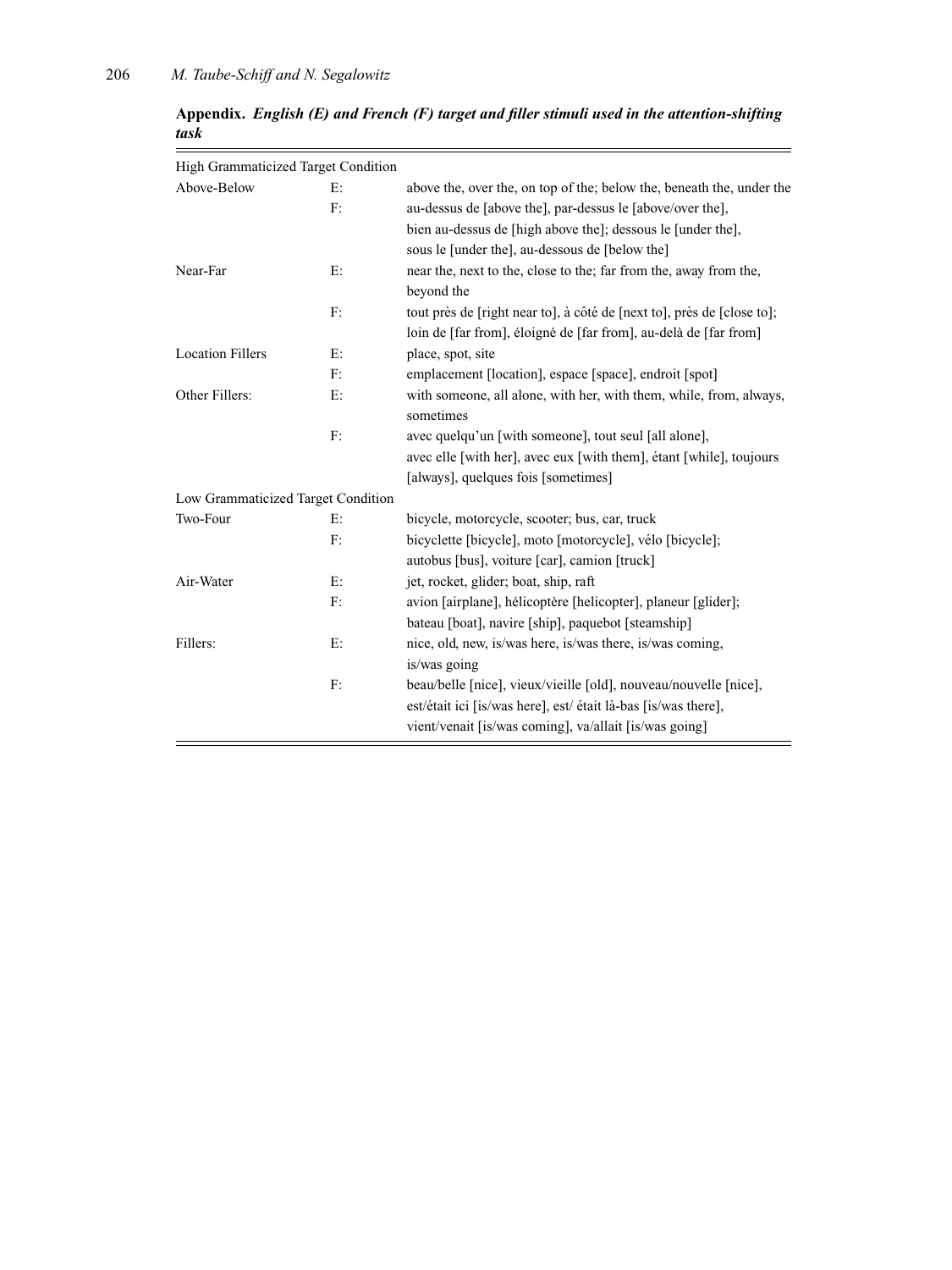**Appendix.** ***English (E) and French (F) target and filler stimuli used in the attention-shifting task***

| | | |
|---|---|---|
| High Grammaticized Target Condition | | |
| Above-Below | E: | above the, over the, on top of the; below the, beneath the, under the |
| | F: | au-dessus de [above the], par-dessus le [above/over the], bien au-dessus de [high above the]; dessous le [under the], sous le [under the], au-dessous de [below the] |
| Near-Far | E: | near the, next to the, close to the; far from the, away from the, beyond the |
| | F: | tout près de [right near to], à côté de [next to], près de [close to]; loin de [far from], éloigné de [far from], au-delà de [far from] |
| Location Fillers | E: | place, spot, site |
| | F: | emplacement [location], espace [space], endroit [spot] |
| Other Fillers: | E: | with someone, all alone, with her, with them, while, from, always, sometimes |
| | F: | avec quelqu'un [with someone], tout seul [all alone], avec elle [with her], avec eux [with them], étant [while], toujours [always], quelques fois [sometimes] |
| Low Grammaticized Target Condition | | |
| Two-Four | E: | bicycle, motorcycle, scooter; bus, car, truck |
| | F: | bicyclette [bicycle], moto [motorcycle], vélo [bicycle]; autobus [bus], voiture [car], camion [truck] |
| Air-Water | E: | jet, rocket, glider; boat, ship, raft |
| | F: | avion [airplane], hélicoptère [helicopter], planeur [glider]; bateau [boat], navire [ship], paquebot [steamship] |
| Fillers: | E: | nice, old, new, is/was here, is/was there, is/was coming, is/was going |
| | F: | beau/belle [nice], vieux/vieille [old], nouveau/nouvelle [nice], est/était ici [is/was here], est/ était là-bas [is/was there], vient/venait [is/was coming], va/allait [is/was going] |